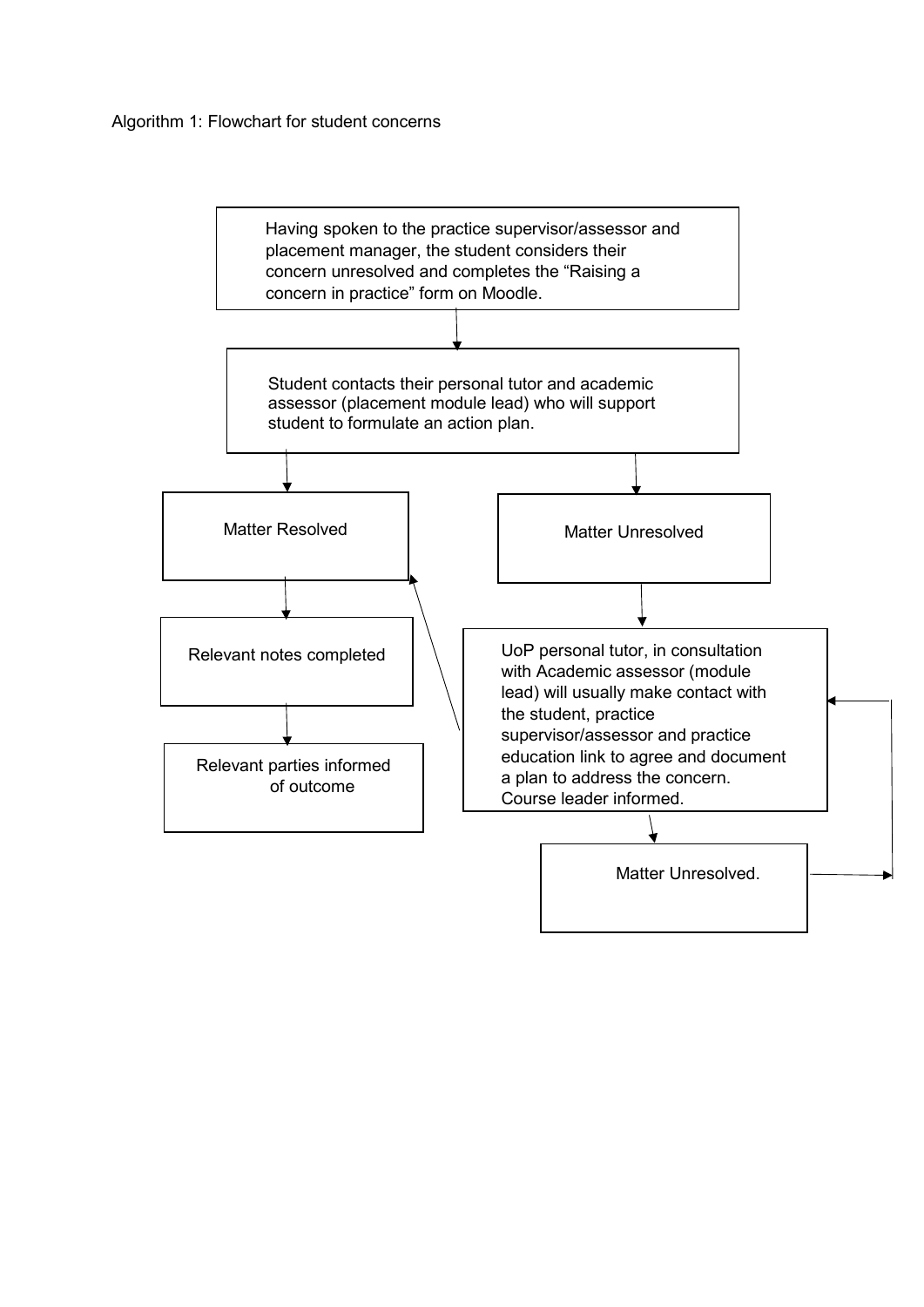Algorithm 1: Flowchart for student concerns

Having spoken to the practice supervisor/assessor and placement manager, the student considers their concern unresolved and completes the "Raising a concern in practice" form on Moodle.

Student contacts their personal tutor and academic assessor (placement module lead) who will support student to formulate an action plan.

Matter Resolved

Matter Unresolved

Relevant notes completed

Relevant parties informed of outcome

UoP personal tutor, in consultation with Academic assessor (module lead) will usually make contact with the student, practice supervisor/assessor and practice education link to agree and document a plan to address the concern. Course leader informed.

Matter Unresolved.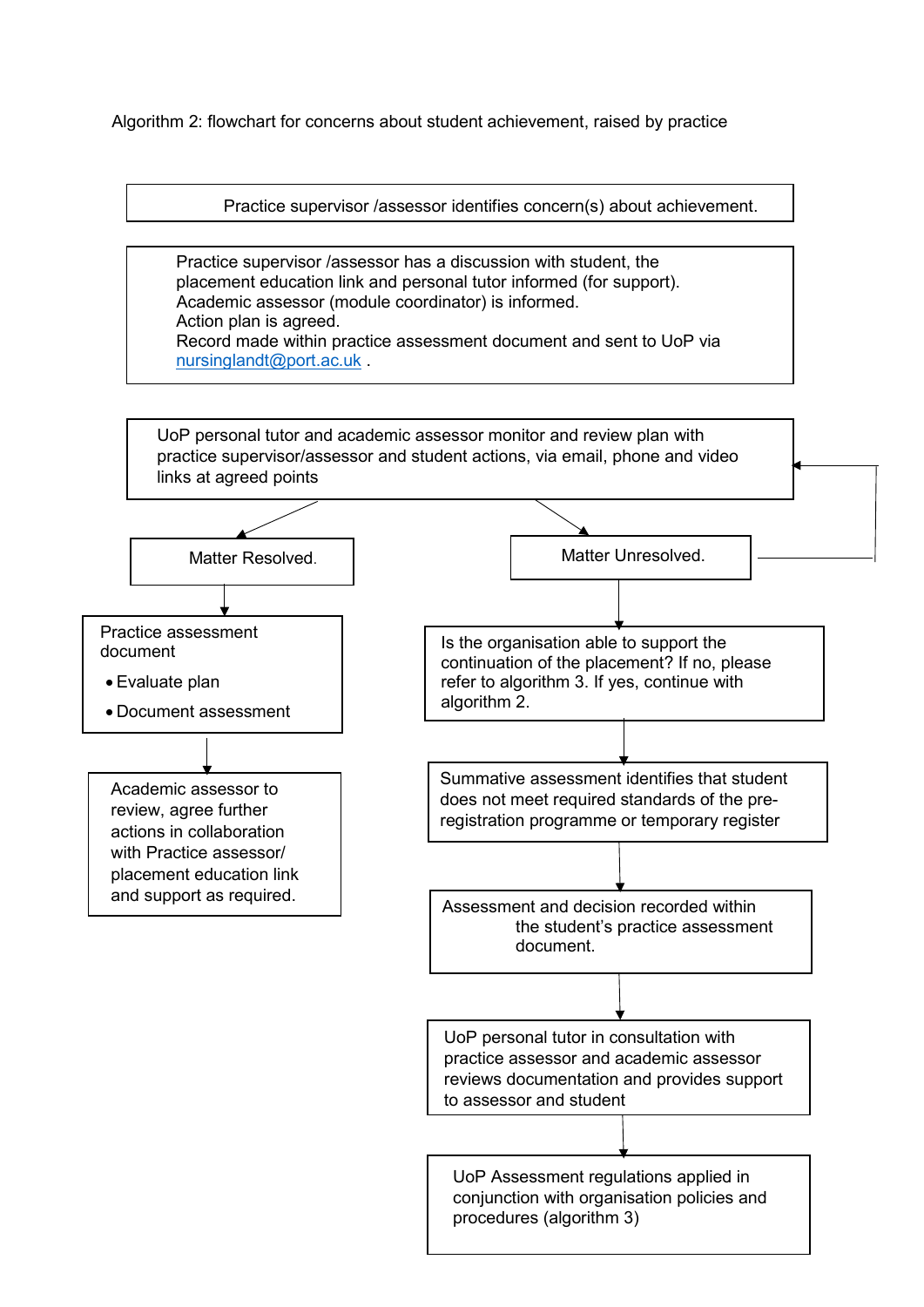Algorithm 2: flowchart for concerns about student achievement, raised by practice

Practice supervisor /assessor identifies concern(s) about achievement.

Practice supervisor /assessor has a discussion with student, the placement education link and personal tutor informed (for support).
Academic assessor (module coordinator) is informed.
Action plan is agreed.
Record made within practice assessment document and sent to UoP via nursinglandt@port.ac.uk .

UoP personal tutor and academic assessor monitor and review plan with practice supervisor/assessor and student actions, via email, phone and video links at agreed points

**Matter Resolved.**

Practice assessment document

- Evaluate plan
- Document assessment

Academic assessor to review, agree further actions in collaboration with Practice assessor/ placement education link and support as required.

**Matter Unresolved.** (returns to monitoring and review of plan)

Is the organisation able to support the continuation of the placement? If no, please refer to algorithm 3. If yes, continue with algorithm 2.

Summative assessment identifies that student does not meet required standards of the pre-registration programme or temporary register

Assessment and decision recorded within the student's practice assessment document.

UoP personal tutor in consultation with practice assessor and academic assessor reviews documentation and provides support to assessor and student

UoP Assessment regulations applied in conjunction with organisation policies and procedures (algorithm 3)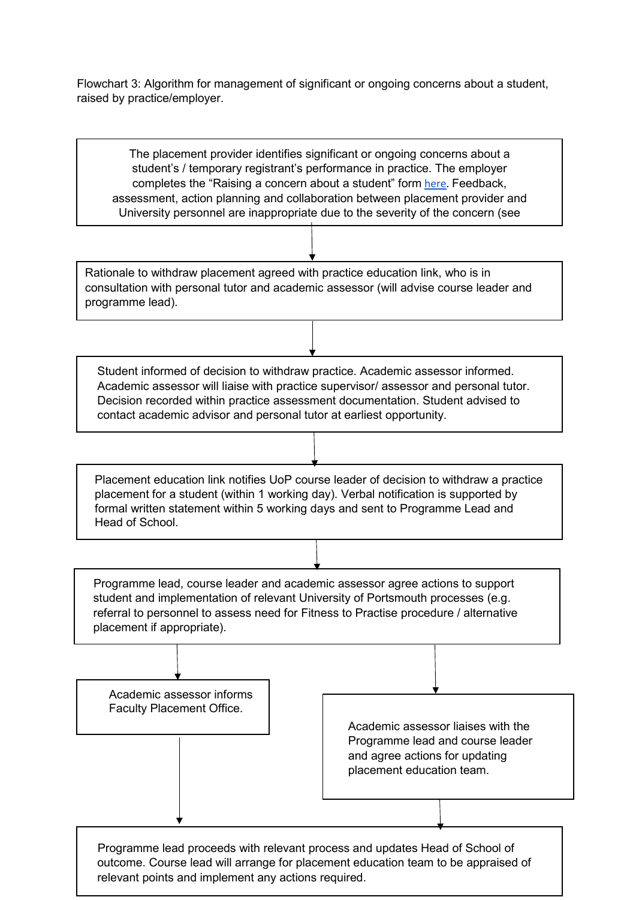Flowchart 3: Algorithm for management of significant or ongoing concerns about a student, raised by practice/employer.

The placement provider identifies significant or ongoing concerns about a student's / temporary registrant's performance in practice. The employer completes the "Raising a concern about a student" form here. Feedback, assessment, action planning and collaboration between placement provider and University personnel are inappropriate due to the severity of the concern (see

↓

Rationale to withdraw placement agreed with practice education link, who is in consultation with personal tutor and academic assessor (will advise course leader and programme lead).

↓

Student informed of decision to withdraw practice. Academic assessor informed. Academic assessor will liaise with practice supervisor/ assessor and personal tutor. Decision recorded within practice assessment documentation. Student advised to contact academic advisor and personal tutor at earliest opportunity.

↓

Placement education link notifies UoP course leader of decision to withdraw a practice placement for a student (within 1 working day). Verbal notification is supported by formal written statement within 5 working days and sent to Programme Lead and Head of School.

↓

Programme lead, course leader and academic assessor agree actions to support student and implementation of relevant University of Portsmouth processes (e.g. referral to personnel to assess need for Fitness to Practise procedure / alternative placement if appropriate).

↓ (left branch)

Academic assessor informs Faculty Placement Office.

↓ (right branch)

Academic assessor liaises with the Programme lead and course leader and agree actions for updating placement education team.

↓

Programme lead proceeds with relevant process and updates Head of School of outcome. Course lead will arrange for placement education team to be appraised of relevant points and implement any actions required.